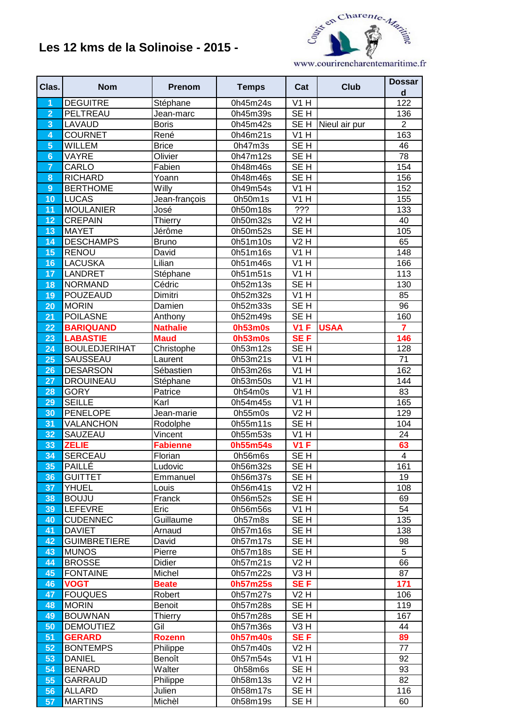# Les 12 kms de la Solinoise - 2015 -

www.courirencharentemaritime.fr

| Clas. | Nom | Prenom | Temps | Cat | Club | Dossard |
|---|---|---|---|---|---|---|
| 1 | DEGUITRE | Stéphane | 0h45m24s | V1 H | | 122 |
| 2 | PELTREAU | Jean-marc | 0h45m39s | SE H | | 136 |
| 3 | LAVAUD | Boris | 0h45m42s | SE H | Nieul air pur | 2 |
| 4 | COURNET | René | 0h46m21s | V1 H | | 163 |
| 5 | WILLEM | Brice | 0h47m3s | SE H | | 46 |
| 6 | VAYRE | Olivier | 0h47m12s | SE H | | 78 |
| 7 | CARLO | Fabien | 0h48m46s | SE H | | 154 |
| 8 | RICHARD | Yoann | 0h48m46s | SE H | | 156 |
| 9 | BERTHOME | Willy | 0h49m54s | V1 H | | 152 |
| 10 | LUCAS | Jean-françois | 0h50m1s | V1 H | | 155 |
| 11 | MOULANIER | José | 0h50m18s | ??? | | 133 |
| 12 | CREPAIN | Thierry | 0h50m32s | V2 H | | 40 |
| 13 | MAYET | Jérôme | 0h50m52s | SE H | | 105 |
| 14 | DESCHAMPS | Bruno | 0h51m10s | V2 H | | 65 |
| 15 | RENOU | David | 0h51m16s | V1 H | | 148 |
| 16 | LACUSKA | Lilian | 0h51m46s | V1 H | | 166 |
| 17 | LANDRET | Stéphane | 0h51m51s | V1 H | | 113 |
| 18 | NORMAND | Cédric | 0h52m13s | SE H | | 130 |
| 19 | POUZEAUD | Dimitri | 0h52m32s | V1 H | | 85 |
| 20 | MORIN | Damien | 0h52m33s | SE H | | 96 |
| 21 | POILASNE | Anthony | 0h52m49s | SE H | | 160 |
| 22 | **BARIQUAND** | **Nathalie** | **0h53m0s** | **V1 F** | **USAA** | **7** |
| 23 | **LABASTIE** | **Maud** | **0h53m0s** | **SE F** | | **146** |
| 24 | BOULEDJERIHAT | Christophe | 0h53m12s | SE H | | 128 |
| 25 | SAUSSEAU | Laurent | 0h53m21s | V1 H | | 71 |
| 26 | DESARSON | Sébastien | 0h53m26s | V1 H | | 162 |
| 27 | DROUINEAU | Stéphane | 0h53m50s | V1 H | | 144 |
| 28 | GORY | Patrice | 0h54m0s | V1 H | | 83 |
| 29 | SEILLE | Karl | 0h54m45s | V1 H | | 165 |
| 30 | PENELOPE | Jean-marie | 0h55m0s | V2 H | | 129 |
| 31 | VALANCHON | Rodolphe | 0h55m11s | SE H | | 104 |
| 32 | SAUZEAU | Vincent | 0h55m53s | V1 H | | 24 |
| 33 | **ZELIE** | **Fabienne** | **0h55m54s** | **V1 F** | | **63** |
| 34 | SERCEAU | Florian | 0h56m6s | SE H | | 4 |
| 35 | PAILLÉ | Ludovic | 0h56m32s | SE H | | 161 |
| 36 | GUITTET | Emmanuel | 0h56m37s | SE H | | 19 |
| 37 | YHUEL | Louis | 0h56m41s | V2 H | | 108 |
| 38 | BOUJU | Franck | 0h56m52s | SE H | | 69 |
| 39 | LEFEVRE | Eric | 0h56m56s | V1 H | | 54 |
| 40 | CUDENNEC | Guillaume | 0h57m8s | SE H | | 135 |
| 41 | DAVIET | Arnaud | 0h57m16s | SE H | | 138 |
| 42 | GUIMBRETIERE | David | 0h57m17s | SE H | | 98 |
| 43 | MUNOS | Pierre | 0h57m18s | SE H | | 5 |
| 44 | BROSSE | Didier | 0h57m21s | V2 H | | 66 |
| 45 | FONTAINE | Michel | 0h57m22s | V3 H | | 87 |
| 46 | **VOGT** | **Beate** | **0h57m25s** | **SE F** | | **171** |
| 47 | FOUQUES | Robert | 0h57m27s | V2 H | | 106 |
| 48 | MORIN | Benoit | 0h57m28s | SE H | | 119 |
| 49 | BOUWNAN | Thierry | 0h57m28s | SE H | | 167 |
| 50 | DEMOUTIEZ | Gil | 0h57m36s | V3 H | | 44 |
| 51 | **GERARD** | **Rozenn** | **0h57m40s** | **SE F** | | **89** |
| 52 | BONTEMPS | Philippe | 0h57m40s | V2 H | | 77 |
| 53 | DANIEL | Benoît | 0h57m54s | V1 H | | 92 |
| 54 | BENARD | Walter | 0h58m6s | SE H | | 93 |
| 55 | GARRAUD | Philippe | 0h58m13s | V2 H | | 82 |
| 56 | ALLARD | Julien | 0h58m17s | SE H | | 116 |
| 57 | MARTINS | Michèl | 0h58m19s | SE H | | 60 |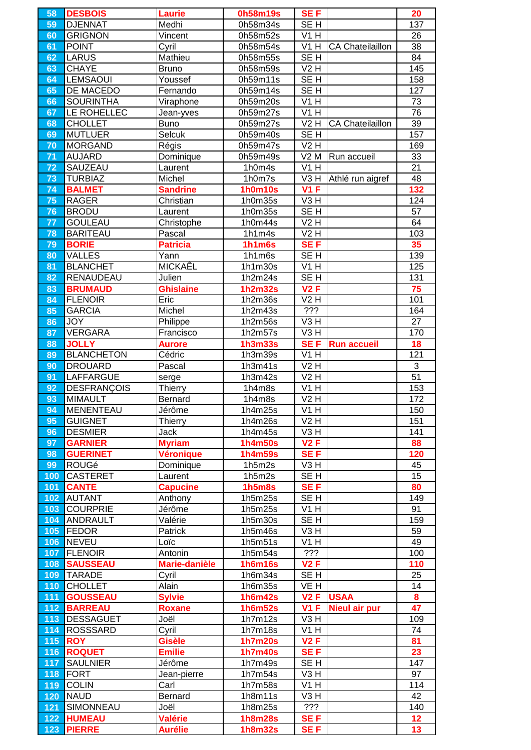| 58 | **DESBOIS** | **Laurie** | **0h58m19s** | **SE F** | | **20** |
|---|---|---|---|---|---|---|
| 59 | DJENNAT | Medhi | 0h58m34s | SE H | | 137 |
| 60 | GRIGNON | Vincent | 0h58m52s | V1 H | | 26 |
| 61 | POINT | Cyril | 0h58m54s | V1 H | CA Chateillaillon | 38 |
| 62 | LARUS | Mathieu | 0h58m55s | SE H | | 84 |
| 63 | CHAYE | Bruno | 0h58m59s | V2 H | | 145 |
| 64 | LEMSAOUI | Youssef | 0h59m11s | SE H | | 158 |
| 65 | DE MACEDO | Fernando | 0h59m14s | SE H | | 127 |
| 66 | SOURINTHA | Viraphone | 0h59m20s | V1 H | | 73 |
| 67 | LE ROHELLEC | Jean-yves | 0h59m27s | V1 H | | 76 |
| 68 | CHOLLET | Buno | 0h59m27s | V2 H | CA Chateillaillon | 39 |
| 69 | MUTLUER | Selcuk | 0h59m40s | SE H | | 157 |
| 70 | MORGAND | Régis | 0h59m47s | V2 H | | 169 |
| 71 | AUJARD | Dominique | 0h59m49s | V2 M | Run accueil | 33 |
| 72 | SAUZEAU | Laurent | 1h0m4s | V1 H | | 21 |
| 73 | TURBIAZ | Michel | 1h0m7s | V3 H | Athlé run aigref | 48 |
| 74 | **BALMET** | **Sandrine** | **1h0m10s** | **V1 F** | | **132** |
| 75 | RAGER | Christian | 1h0m35s | V3 H | | 124 |
| 76 | BRODU | Laurent | 1h0m35s | SE H | | 57 |
| 77 | GOULEAU | Christophe | 1h0m44s | V2 H | | 64 |
| 78 | BARITEAU | Pascal | 1h1m4s | V2 H | | 103 |
| 79 | **BORIE** | **Patricia** | **1h1m6s** | **SE F** | | **35** |
| 80 | VALLES | Yann | 1h1m6s | SE H | | 139 |
| 81 | BLANCHET | MICKAÊL | 1h1m30s | V1 H | | 125 |
| 82 | RENAUDEAU | Julien | 1h2m24s | SE H | | 131 |
| 83 | **BRUMAUD** | **Ghislaine** | **1h2m32s** | **V2 F** | | **75** |
| 84 | FLENOIR | Eric | 1h2m36s | V2 H | | 101 |
| 85 | GARCIA | Michel | 1h2m43s | ??? | | 164 |
| 86 | JOY | Philippe | 1h2m56s | V3 H | | 27 |
| 87 | VERGARA | Francisco | 1h2m57s | V3 H | | 170 |
| 88 | **JOLLY** | **Aurore** | **1h3m33s** | **SE F** | **Run accueil** | **18** |
| 89 | BLANCHETON | Cédric | 1h3m39s | V1 H | | 121 |
| 90 | DROUARD | Pascal | 1h3m41s | V2 H | | 3 |
| 91 | LAFFARGUE | serge | 1h3m42s | V2 H | | 51 |
| 92 | DESFRANÇOIS | Thierry | 1h4m8s | V1 H | | 153 |
| 93 | MIMAULT | Bernard | 1h4m8s | V2 H | | 172 |
| 94 | MENENTEAU | Jérôme | 1h4m25s | V1 H | | 150 |
| 95 | GUIGNET | Thierry | 1h4m26s | V2 H | | 151 |
| 96 | DESMIER | Jack | 1h4m45s | V3 H | | 141 |
| 97 | **GARNIER** | **Myriam** | **1h4m50s** | **V2 F** | | **88** |
| 98 | **GUERINET** | **Véronique** | **1h4m59s** | **SE F** | | **120** |
| 99 | ROUGé | Dominique | 1h5m2s | V3 H | | 45 |
| 100 | CASTERET | Laurent | 1h5m2s | SE H | | 15 |
| 101 | **CANTE** | **Capucine** | **1h5m8s** | **SE F** | | **80** |
| 102 | AUTANT | Anthony | 1h5m25s | SE H | | 149 |
| 103 | COURPRIE | Jérôme | 1h5m25s | V1 H | | 91 |
| 104 | ANDRAULT | Valérie | 1h5m30s | SE H | | 159 |
| 105 | FEDOR | Patrick | 1h5m46s | V3 H | | 59 |
| 106 | NEVEU | Loïc | 1h5m51s | V1 H | | 49 |
| 107 | FLENOIR | Antonin | 1h5m54s | ??? | | 100 |
| 108 | **SAUSSEAU** | **Marie-danièle** | **1h6m16s** | **V2 F** | | **110** |
| 109 | TARADE | Cyril | 1h6m34s | SE H | | 25 |
| 110 | CHOLLET | Alain | 1h6m35s | VE H | | 14 |
| 111 | **GOUSSEAU** | **Sylvie** | **1h6m42s** | **V2 F** | **USAA** | **8** |
| 112 | **BARREAU** | **Roxane** | **1h6m52s** | **V1 F** | **Nieul air pur** | **47** |
| 113 | DESSAGUET | Joël | 1h7m12s | V3 H | | 109 |
| 114 | ROSSSARD | Cyril | 1h7m18s | V1 H | | 74 |
| 115 | **ROY** | **Gisèle** | **1h7m20s** | **V2 F** | | **81** |
| 116 | **ROQUET** | **Emilie** | **1h7m40s** | **SE F** | | **23** |
| 117 | SAULNIER | Jérôme | 1h7m49s | SE H | | 147 |
| 118 | FORT | Jean-pierre | 1h7m54s | V3 H | | 97 |
| 119 | COLIN | Carl | 1h7m58s | V1 H | | 114 |
| 120 | NAUD | Bernard | 1h8m11s | V3 H | | 42 |
| 121 | SIMONNEAU | Joël | 1h8m25s | ??? | | 140 |
| 122 | **HUMEAU** | **Valérie** | **1h8m28s** | **SE F** | | **12** |
| 123 | **PIERRE** | **Aurélie** | **1h8m32s** | **SE F** | | **13** |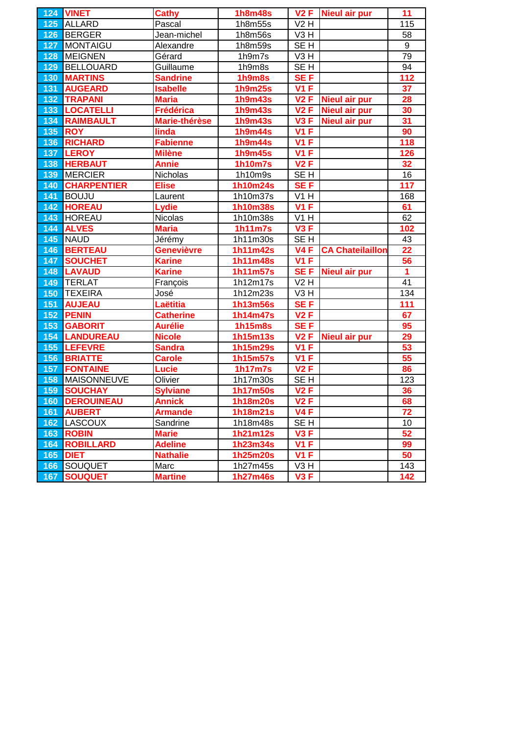| | | | | | | |
|---|---|---|---|---|---|---|
| 124 | **VINET** | **Cathy** | **1h8m48s** | **V2 F** | **Nieul air pur** | **11** |
| 125 | ALLARD | Pascal | 1h8m55s | V2 H | | 115 |
| 126 | BERGER | Jean-michel | 1h8m56s | V3 H | | 58 |
| 127 | MONTAIGU | Alexandre | 1h8m59s | SE H | | 9 |
| 128 | MEIGNEN | Gérard | 1h9m7s | V3 H | | 79 |
| 129 | BELLOUARD | Guillaume | 1h9m8s | SE H | | 94 |
| 130 | **MARTINS** | **Sandrine** | **1h9m8s** | **SE F** | | **112** |
| 131 | **AUGEARD** | **Isabelle** | **1h9m25s** | **V1 F** | | **37** |
| 132 | **TRAPANI** | **Maria** | **1h9m43s** | **V2 F** | **Nieul air pur** | **28** |
| 133 | **LOCATELLI** | **Frédérica** | **1h9m43s** | **V2 F** | **Nieul air pur** | **30** |
| 134 | **RAIMBAULT** | **Marie-thérèse** | **1h9m43s** | **V3 F** | **Nieul air pur** | **31** |
| 135 | **ROY** | **linda** | **1h9m44s** | **V1 F** | | **90** |
| 136 | **RICHARD** | **Fabienne** | **1h9m44s** | **V1 F** | | **118** |
| 137 | **LEROY** | **Milène** | **1h9m45s** | **V1 F** | | **126** |
| 138 | **HERBAUT** | **Annie** | **1h10m7s** | **V2 F** | | **32** |
| 139 | MERCIER | Nicholas | 1h10m9s | SE H | | 16 |
| 140 | **CHARPENTIER** | **Elise** | **1h10m24s** | **SE F** | | **117** |
| 141 | BOUJU | Laurent | 1h10m37s | V1 H | | 168 |
| 142 | **HOREAU** | **Lydie** | **1h10m38s** | **V1 F** | | **61** |
| 143 | HOREAU | Nicolas | 1h10m38s | V1 H | | 62 |
| 144 | **ALVES** | **Maria** | **1h11m7s** | **V3 F** | | **102** |
| 145 | NAUD | Jérémy | 1h11m30s | SE H | | 43 |
| 146 | **BERTEAU** | **Geneviève** | **1h11m42s** | **V4 F** | **CA Chateilaillon** | **22** |
| 147 | **SOUCHET** | **Karine** | **1h11m48s** | **V1 F** | | **56** |
| 148 | **LAVAUD** | **Karine** | **1h11m57s** | **SE F** | **Nieul air pur** | **1** |
| 149 | TERLAT | François | 1h12m17s | V2 H | | 41 |
| 150 | TEXEIRA | José | 1h12m23s | V3 H | | 134 |
| 151 | **AUJEAU** | **Laëtitia** | **1h13m56s** | **SE F** | | **111** |
| 152 | **PENIN** | **Catherine** | **1h14m47s** | **V2 F** | | **67** |
| 153 | **GABORIT** | **Aurélie** | **1h15m8s** | **SE F** | | **95** |
| 154 | **LANDUREAU** | **Nicole** | **1h15m13s** | **V2 F** | **Nieul air pur** | **29** |
| 155 | **LEFEVRE** | **Sandra** | **1h15m29s** | **V1 F** | | **53** |
| 156 | **BRIATTE** | **Carole** | **1h15m57s** | **V1 F** | | **55** |
| 157 | **FONTAINE** | **Lucie** | **1h17m7s** | **V2 F** | | **86** |
| 158 | MAISONNEUVE | Olivier | 1h17m30s | SE H | | 123 |
| 159 | **SOUCHAY** | **Sylviane** | **1h17m50s** | **V2 F** | | **36** |
| 160 | **DEROUINEAU** | **Annick** | **1h18m20s** | **V2 F** | | **68** |
| 161 | **AUBERT** | **Armande** | **1h18m21s** | **V4 F** | | **72** |
| 162 | LASCOUX | Sandrine | 1h18m48s | SE H | | 10 |
| 163 | **ROBIN** | **Marie** | **1h21m12s** | **V3 F** | | **52** |
| 164 | **ROBILLARD** | **Adeline** | **1h23m34s** | **V1 F** | | **99** |
| 165 | **DIET** | **Nathalie** | **1h25m20s** | **V1 F** | | **50** |
| 166 | SOUQUET | Marc | 1h27m45s | V3 H | | 143 |
| 167 | **SOUQUET** | **Martine** | **1h27m46s** | **V3 F** | | **142** |